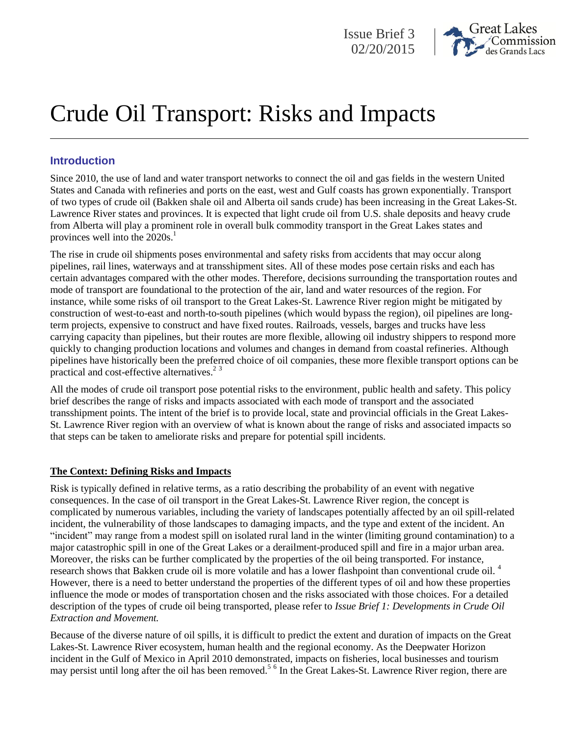Issue Brief 3
02/20/2015

# Crude Oil Transport: Risks and Impacts

## Introduction

Since 2010, the use of land and water transport networks to connect the oil and gas fields in the western United States and Canada with refineries and ports on the east, west and Gulf coasts has grown exponentially. Transport of two types of crude oil (Bakken shale oil and Alberta oil sands crude) has been increasing in the Great Lakes-St. Lawrence River states and provinces. It is expected that light crude oil from U.S. shale deposits and heavy crude from Alberta will play a prominent role in overall bulk commodity transport in the Great Lakes states and provinces well into the 2020s.[1]

The rise in crude oil shipments poses environmental and safety risks from accidents that may occur along pipelines, rail lines, waterways and at transshipment sites. All of these modes pose certain risks and each has certain advantages compared with the other modes. Therefore, decisions surrounding the transportation routes and mode of transport are foundational to the protection of the air, land and water resources of the region. For instance, while some risks of oil transport to the Great Lakes-St. Lawrence River region might be mitigated by construction of west-to-east and north-to-south pipelines (which would bypass the region), oil pipelines are long-term projects, expensive to construct and have fixed routes. Railroads, vessels, barges and trucks have less carrying capacity than pipelines, but their routes are more flexible, allowing oil industry shippers to respond more quickly to changing production locations and volumes and changes in demand from coastal refineries. Although pipelines have historically been the preferred choice of oil companies, these more flexible transport options can be practical and cost-effective alternatives.[2] [3]

All the modes of crude oil transport pose potential risks to the environment, public health and safety. This policy brief describes the range of risks and impacts associated with each mode of transport and the associated transshipment points. The intent of the brief is to provide local, state and provincial officials in the Great Lakes-St. Lawrence River region with an overview of what is known about the range of risks and associated impacts so that steps can be taken to ameliorate risks and prepare for potential spill incidents.

### The Context: Defining Risks and Impacts

Risk is typically defined in relative terms, as a ratio describing the probability of an event with negative consequences. In the case of oil transport in the Great Lakes-St. Lawrence River region, the concept is complicated by numerous variables, including the variety of landscapes potentially affected by an oil spill-related incident, the vulnerability of those landscapes to damaging impacts, and the type and extent of the incident. An "incident" may range from a modest spill on isolated rural land in the winter (limiting ground contamination) to a major catastrophic spill in one of the Great Lakes or a derailment-produced spill and fire in a major urban area. Moreover, the risks can be further complicated by the properties of the oil being transported. For instance, research shows that Bakken crude oil is more volatile and has a lower flashpoint than conventional crude oil.[4] However, there is a need to better understand the properties of the different types of oil and how these properties influence the mode or modes of transportation chosen and the risks associated with those choices. For a detailed description of the types of crude oil being transported, please refer to *Issue Brief 1: Developments in Crude Oil Extraction and Movement.*

Because of the diverse nature of oil spills, it is difficult to predict the extent and duration of impacts on the Great Lakes-St. Lawrence River ecosystem, human health and the regional economy. As the Deepwater Horizon incident in the Gulf of Mexico in April 2010 demonstrated, impacts on fisheries, local businesses and tourism may persist until long after the oil has been removed.[5] [6] In the Great Lakes-St. Lawrence River region, there are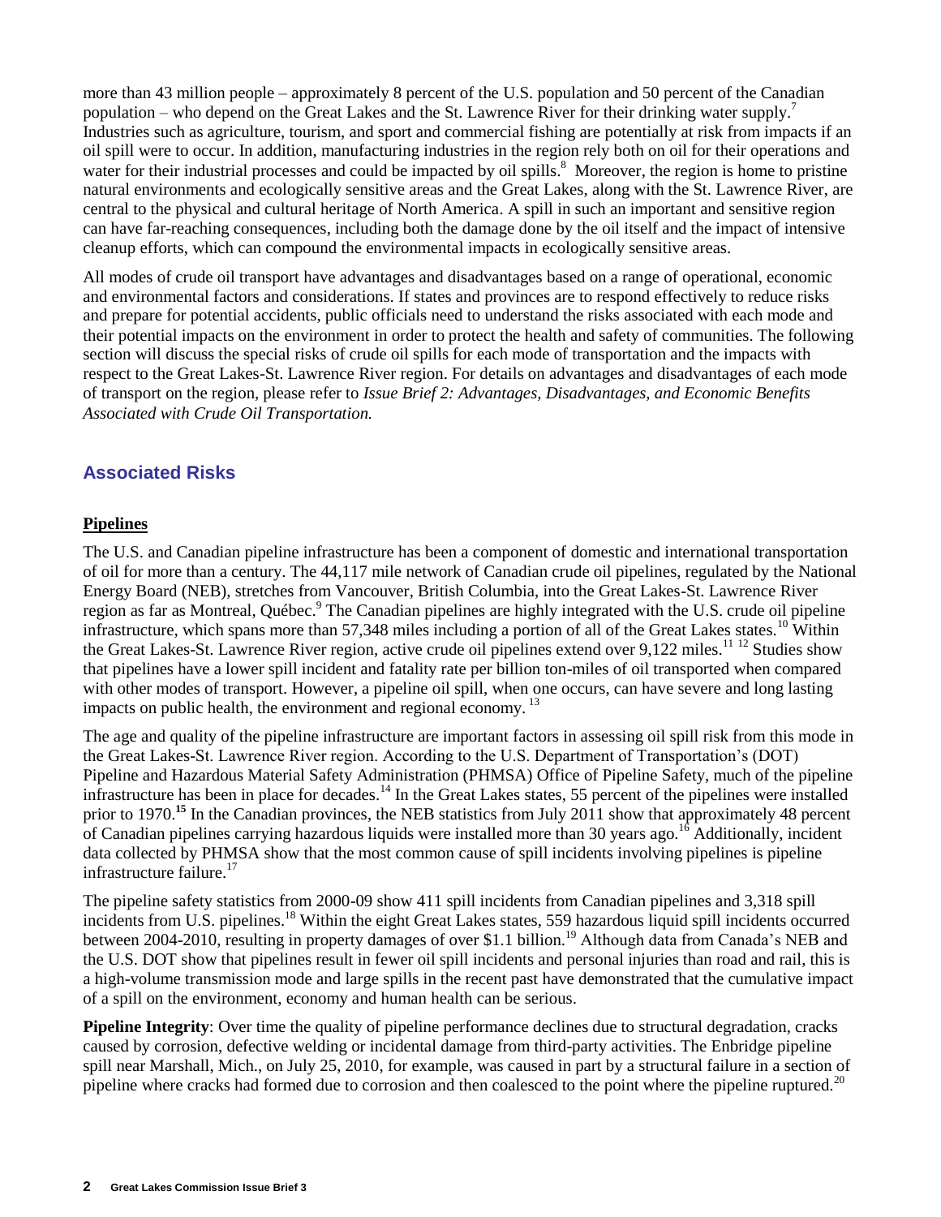more than 43 million people – approximately 8 percent of the U.S. population and 50 percent of the Canadian population – who depend on the Great Lakes and the St. Lawrence River for their drinking water supply.[7] Industries such as agriculture, tourism, and sport and commercial fishing are potentially at risk from impacts if an oil spill were to occur. In addition, manufacturing industries in the region rely both on oil for their operations and water for their industrial processes and could be impacted by oil spills.[8] Moreover, the region is home to pristine natural environments and ecologically sensitive areas and the Great Lakes, along with the St. Lawrence River, are central to the physical and cultural heritage of North America. A spill in such an important and sensitive region can have far-reaching consequences, including both the damage done by the oil itself and the impact of intensive cleanup efforts, which can compound the environmental impacts in ecologically sensitive areas.

All modes of crude oil transport have advantages and disadvantages based on a range of operational, economic and environmental factors and considerations. If states and provinces are to respond effectively to reduce risks and prepare for potential accidents, public officials need to understand the risks associated with each mode and their potential impacts on the environment in order to protect the health and safety of communities. The following section will discuss the special risks of crude oil spills for each mode of transportation and the impacts with respect to the Great Lakes-St. Lawrence River region. For details on advantages and disadvantages of each mode of transport on the region, please refer to *Issue Brief 2: Advantages, Disadvantages, and Economic Benefits Associated with Crude Oil Transportation.*

## Associated Risks

### Pipelines

The U.S. and Canadian pipeline infrastructure has been a component of domestic and international transportation of oil for more than a century. The 44,117 mile network of Canadian crude oil pipelines, regulated by the National Energy Board (NEB), stretches from Vancouver, British Columbia, into the Great Lakes-St. Lawrence River region as far as Montreal, Québec.[9] The Canadian pipelines are highly integrated with the U.S. crude oil pipeline infrastructure, which spans more than 57,348 miles including a portion of all of the Great Lakes states.[10] Within the Great Lakes-St. Lawrence River region, active crude oil pipelines extend over 9,122 miles.[11] [12] Studies show that pipelines have a lower spill incident and fatality rate per billion ton-miles of oil transported when compared with other modes of transport. However, a pipeline oil spill, when one occurs, can have severe and long lasting impacts on public health, the environment and regional economy.[13]

The age and quality of the pipeline infrastructure are important factors in assessing oil spill risk from this mode in the Great Lakes-St. Lawrence River region. According to the U.S. Department of Transportation's (DOT) Pipeline and Hazardous Material Safety Administration (PHMSA) Office of Pipeline Safety, much of the pipeline infrastructure has been in place for decades.[14] In the Great Lakes states, 55 percent of the pipelines were installed prior to 1970.[15] In the Canadian provinces, the NEB statistics from July 2011 show that approximately 48 percent of Canadian pipelines carrying hazardous liquids were installed more than 30 years ago.[16] Additionally, incident data collected by PHMSA show that the most common cause of spill incidents involving pipelines is pipeline infrastructure failure.[17]

The pipeline safety statistics from 2000-09 show 411 spill incidents from Canadian pipelines and 3,318 spill incidents from U.S. pipelines.[18] Within the eight Great Lakes states, 559 hazardous liquid spill incidents occurred between 2004-2010, resulting in property damages of over $1.1 billion.[19] Although data from Canada's NEB and the U.S. DOT show that pipelines result in fewer oil spill incidents and personal injuries than road and rail, this is a high-volume transmission mode and large spills in the recent past have demonstrated that the cumulative impact of a spill on the environment, economy and human health can be serious.

**Pipeline Integrity**: Over time the quality of pipeline performance declines due to structural degradation, cracks caused by corrosion, defective welding or incidental damage from third-party activities. The Enbridge pipeline spill near Marshall, Mich., on July 25, 2010, for example, was caused in part by a structural failure in a section of pipeline where cracks had formed due to corrosion and then coalesced to the point where the pipeline ruptured.[20]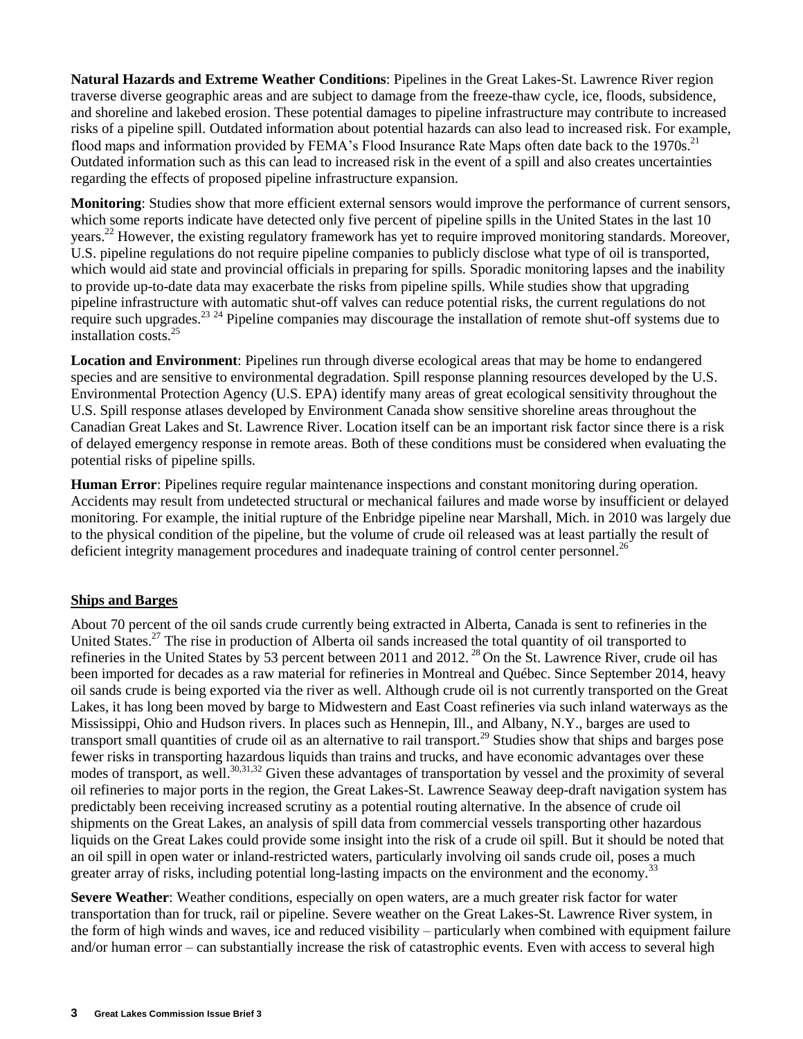**Natural Hazards and Extreme Weather Conditions**: Pipelines in the Great Lakes-St. Lawrence River region traverse diverse geographic areas and are subject to damage from the freeze-thaw cycle, ice, floods, subsidence, and shoreline and lakebed erosion. These potential damages to pipeline infrastructure may contribute to increased risks of a pipeline spill. Outdated information about potential hazards can also lead to increased risk. For example, flood maps and information provided by FEMA's Flood Insurance Rate Maps often date back to the 1970s.[21] Outdated information such as this can lead to increased risk in the event of a spill and also creates uncertainties regarding the effects of proposed pipeline infrastructure expansion.

**Monitoring**: Studies show that more efficient external sensors would improve the performance of current sensors, which some reports indicate have detected only five percent of pipeline spills in the United States in the last 10 years.[22] However, the existing regulatory framework has yet to require improved monitoring standards. Moreover, U.S. pipeline regulations do not require pipeline companies to publicly disclose what type of oil is transported, which would aid state and provincial officials in preparing for spills. Sporadic monitoring lapses and the inability to provide up-to-date data may exacerbate the risks from pipeline spills. While studies show that upgrading pipeline infrastructure with automatic shut-off valves can reduce potential risks, the current regulations do not require such upgrades.[23] [24] Pipeline companies may discourage the installation of remote shut-off systems due to installation costs.[25]

**Location and Environment**: Pipelines run through diverse ecological areas that may be home to endangered species and are sensitive to environmental degradation. Spill response planning resources developed by the U.S. Environmental Protection Agency (U.S. EPA) identify many areas of great ecological sensitivity throughout the U.S. Spill response atlases developed by Environment Canada show sensitive shoreline areas throughout the Canadian Great Lakes and St. Lawrence River. Location itself can be an important risk factor since there is a risk of delayed emergency response in remote areas. Both of these conditions must be considered when evaluating the potential risks of pipeline spills.

**Human Error**: Pipelines require regular maintenance inspections and constant monitoring during operation. Accidents may result from undetected structural or mechanical failures and made worse by insufficient or delayed monitoring. For example, the initial rupture of the Enbridge pipeline near Marshall, Mich. in 2010 was largely due to the physical condition of the pipeline, but the volume of crude oil released was at least partially the result of deficient integrity management procedures and inadequate training of control center personnel.[26]

## Ships and Barges

About 70 percent of the oil sands crude currently being extracted in Alberta, Canada is sent to refineries in the United States.[27] The rise in production of Alberta oil sands increased the total quantity of oil transported to refineries in the United States by 53 percent between 2011 and 2012.[28] On the St. Lawrence River, crude oil has been imported for decades as a raw material for refineries in Montreal and Québec. Since September 2014, heavy oil sands crude is being exported via the river as well. Although crude oil is not currently transported on the Great Lakes, it has long been moved by barge to Midwestern and East Coast refineries via such inland waterways as the Mississippi, Ohio and Hudson rivers. In places such as Hennepin, Ill., and Albany, N.Y., barges are used to transport small quantities of crude oil as an alternative to rail transport.[29] Studies show that ships and barges pose fewer risks in transporting hazardous liquids than trains and trucks, and have economic advantages over these modes of transport, as well.[30,31,32] Given these advantages of transportation by vessel and the proximity of several oil refineries to major ports in the region, the Great Lakes-St. Lawrence Seaway deep-draft navigation system has predictably been receiving increased scrutiny as a potential routing alternative. In the absence of crude oil shipments on the Great Lakes, an analysis of spill data from commercial vessels transporting other hazardous liquids on the Great Lakes could provide some insight into the risk of a crude oil spill. But it should be noted that an oil spill in open water or inland-restricted waters, particularly involving oil sands crude oil, poses a much greater array of risks, including potential long-lasting impacts on the environment and the economy.[33]

**Severe Weather**: Weather conditions, especially on open waters, are a much greater risk factor for water transportation than for truck, rail or pipeline. Severe weather on the Great Lakes-St. Lawrence River system, in the form of high winds and waves, ice and reduced visibility – particularly when combined with equipment failure and/or human error – can substantially increase the risk of catastrophic events. Even with access to several high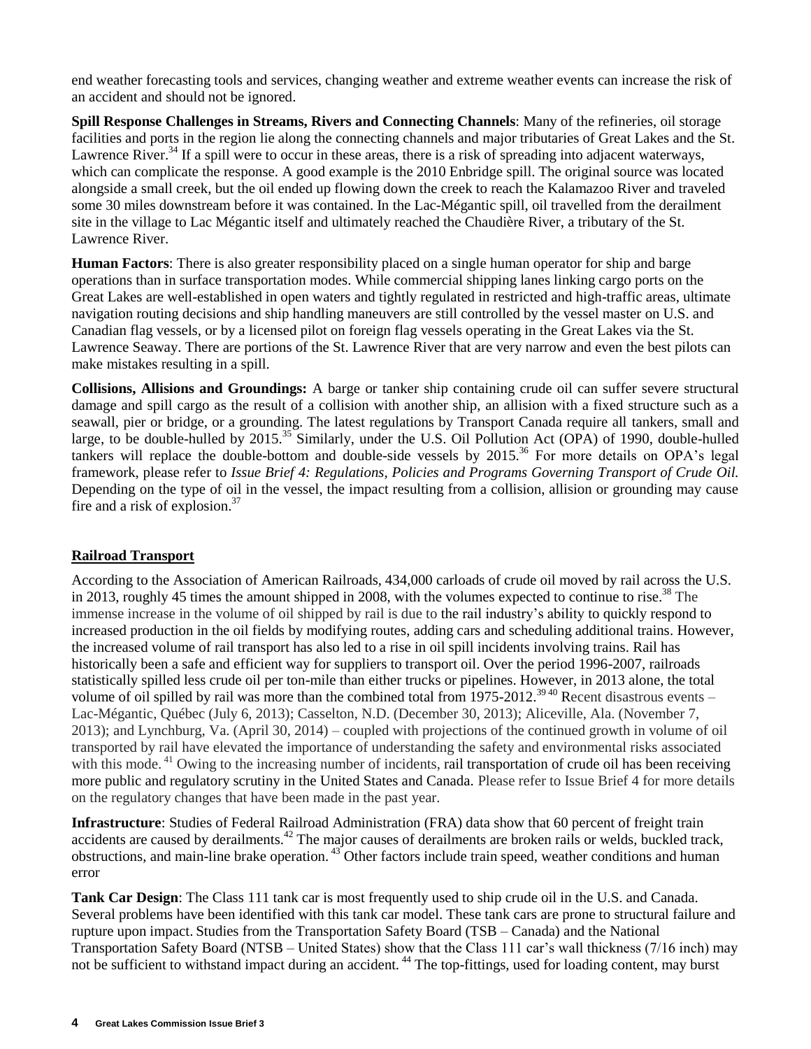end weather forecasting tools and services, changing weather and extreme weather events can increase the risk of an accident and should not be ignored.

**Spill Response Challenges in Streams, Rivers and Connecting Channels**: Many of the refineries, oil storage facilities and ports in the region lie along the connecting channels and major tributaries of Great Lakes and the St. Lawrence River.[34] If a spill were to occur in these areas, there is a risk of spreading into adjacent waterways, which can complicate the response. A good example is the 2010 Enbridge spill. The original source was located alongside a small creek, but the oil ended up flowing down the creek to reach the Kalamazoo River and traveled some 30 miles downstream before it was contained. In the Lac-Mégantic spill, oil travelled from the derailment site in the village to Lac Mégantic itself and ultimately reached the Chaudière River, a tributary of the St. Lawrence River.

**Human Factors**: There is also greater responsibility placed on a single human operator for ship and barge operations than in surface transportation modes. While commercial shipping lanes linking cargo ports on the Great Lakes are well-established in open waters and tightly regulated in restricted and high-traffic areas, ultimate navigation routing decisions and ship handling maneuvers are still controlled by the vessel master on U.S. and Canadian flag vessels, or by a licensed pilot on foreign flag vessels operating in the Great Lakes via the St. Lawrence Seaway. There are portions of the St. Lawrence River that are very narrow and even the best pilots can make mistakes resulting in a spill.

**Collisions, Allisions and Groundings:** A barge or tanker ship containing crude oil can suffer severe structural damage and spill cargo as the result of a collision with another ship, an allision with a fixed structure such as a seawall, pier or bridge, or a grounding. The latest regulations by Transport Canada require all tankers, small and large, to be double-hulled by 2015.[35] Similarly, under the U.S. Oil Pollution Act (OPA) of 1990, double-hulled tankers will replace the double-bottom and double-side vessels by 2015.[36] For more details on OPA's legal framework, please refer to *Issue Brief 4: Regulations, Policies and Programs Governing Transport of Crude Oil.* Depending on the type of oil in the vessel, the impact resulting from a collision, allision or grounding may cause fire and a risk of explosion.[37]

## Railroad Transport

According to the Association of American Railroads, 434,000 carloads of crude oil moved by rail across the U.S. in 2013, roughly 45 times the amount shipped in 2008, with the volumes expected to continue to rise.[38] The immense increase in the volume of oil shipped by rail is due to the rail industry's ability to quickly respond to increased production in the oil fields by modifying routes, adding cars and scheduling additional trains. However, the increased volume of rail transport has also led to a rise in oil spill incidents involving trains. Rail has historically been a safe and efficient way for suppliers to transport oil. Over the period 1996-2007, railroads statistically spilled less crude oil per ton-mile than either trucks or pipelines. However, in 2013 alone, the total volume of oil spilled by rail was more than the combined total from 1975-2012.[39][40] Recent disastrous events – Lac-Mégantic, Québec (July 6, 2013); Casselton, N.D. (December 30, 2013); Aliceville, Ala. (November 7, 2013); and Lynchburg, Va. (April 30, 2014) – coupled with projections of the continued growth in volume of oil transported by rail have elevated the importance of understanding the safety and environmental risks associated with this mode.[41] Owing to the increasing number of incidents, rail transportation of crude oil has been receiving more public and regulatory scrutiny in the United States and Canada. Please refer to Issue Brief 4 for more details on the regulatory changes that have been made in the past year.

**Infrastructure**: Studies of Federal Railroad Administration (FRA) data show that 60 percent of freight train accidents are caused by derailments.[42] The major causes of derailments are broken rails or welds, buckled track, obstructions, and main-line brake operation.[43] Other factors include train speed, weather conditions and human error

**Tank Car Design**: The Class 111 tank car is most frequently used to ship crude oil in the U.S. and Canada. Several problems have been identified with this tank car model. These tank cars are prone to structural failure and rupture upon impact. Studies from the Transportation Safety Board (TSB – Canada) and the National Transportation Safety Board (NTSB – United States) show that the Class 111 car's wall thickness (7/16 inch) may not be sufficient to withstand impact during an accident.[44] The top-fittings, used for loading content, may burst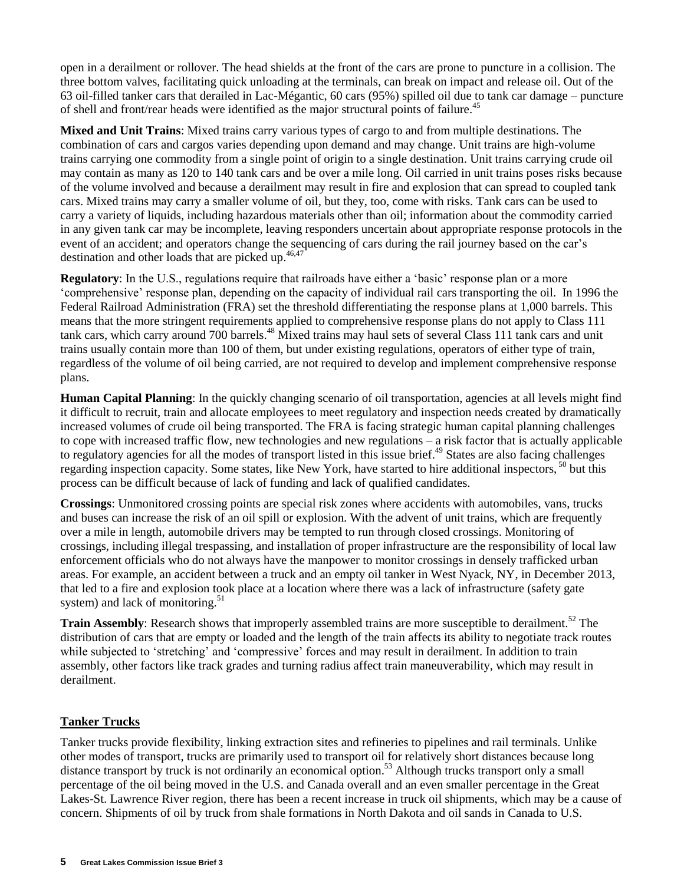open in a derailment or rollover. The head shields at the front of the cars are prone to puncture in a collision. The three bottom valves, facilitating quick unloading at the terminals, can break on impact and release oil. Out of the 63 oil-filled tanker cars that derailed in Lac-Mégantic, 60 cars (95%) spilled oil due to tank car damage – puncture of shell and front/rear heads were identified as the major structural points of failure.[45]

**Mixed and Unit Trains**: Mixed trains carry various types of cargo to and from multiple destinations. The combination of cars and cargos varies depending upon demand and may change. Unit trains are high-volume trains carrying one commodity from a single point of origin to a single destination. Unit trains carrying crude oil may contain as many as 120 to 140 tank cars and be over a mile long. Oil carried in unit trains poses risks because of the volume involved and because a derailment may result in fire and explosion that can spread to coupled tank cars. Mixed trains may carry a smaller volume of oil, but they, too, come with risks. Tank cars can be used to carry a variety of liquids, including hazardous materials other than oil; information about the commodity carried in any given tank car may be incomplete, leaving responders uncertain about appropriate response protocols in the event of an accident; and operators change the sequencing of cars during the rail journey based on the car's destination and other loads that are picked up.[46,47]

**Regulatory**: In the U.S., regulations require that railroads have either a 'basic' response plan or a more 'comprehensive' response plan, depending on the capacity of individual rail cars transporting the oil. In 1996 the Federal Railroad Administration (FRA) set the threshold differentiating the response plans at 1,000 barrels. This means that the more stringent requirements applied to comprehensive response plans do not apply to Class 111 tank cars, which carry around 700 barrels.[48] Mixed trains may haul sets of several Class 111 tank cars and unit trains usually contain more than 100 of them, but under existing regulations, operators of either type of train, regardless of the volume of oil being carried, are not required to develop and implement comprehensive response plans.

**Human Capital Planning**: In the quickly changing scenario of oil transportation, agencies at all levels might find it difficult to recruit, train and allocate employees to meet regulatory and inspection needs created by dramatically increased volumes of crude oil being transported. The FRA is facing strategic human capital planning challenges to cope with increased traffic flow, new technologies and new regulations – a risk factor that is actually applicable to regulatory agencies for all the modes of transport listed in this issue brief.[49] States are also facing challenges regarding inspection capacity. Some states, like New York, have started to hire additional inspectors,[50] but this process can be difficult because of lack of funding and lack of qualified candidates.

**Crossings**: Unmonitored crossing points are special risk zones where accidents with automobiles, vans, trucks and buses can increase the risk of an oil spill or explosion. With the advent of unit trains, which are frequently over a mile in length, automobile drivers may be tempted to run through closed crossings. Monitoring of crossings, including illegal trespassing, and installation of proper infrastructure are the responsibility of local law enforcement officials who do not always have the manpower to monitor crossings in densely trafficked urban areas. For example, an accident between a truck and an empty oil tanker in West Nyack, NY, in December 2013, that led to a fire and explosion took place at a location where there was a lack of infrastructure (safety gate system) and lack of monitoring.[51]

**Train Assembly**: Research shows that improperly assembled trains are more susceptible to derailment.[52] The distribution of cars that are empty or loaded and the length of the train affects its ability to negotiate track routes while subjected to 'stretching' and 'compressive' forces and may result in derailment. In addition to train assembly, other factors like track grades and turning radius affect train maneuverability, which may result in derailment.

## Tanker Trucks

Tanker trucks provide flexibility, linking extraction sites and refineries to pipelines and rail terminals. Unlike other modes of transport, trucks are primarily used to transport oil for relatively short distances because long distance transport by truck is not ordinarily an economical option.[53] Although trucks transport only a small percentage of the oil being moved in the U.S. and Canada overall and an even smaller percentage in the Great Lakes-St. Lawrence River region, there has been a recent increase in truck oil shipments, which may be a cause of concern. Shipments of oil by truck from shale formations in North Dakota and oil sands in Canada to U.S.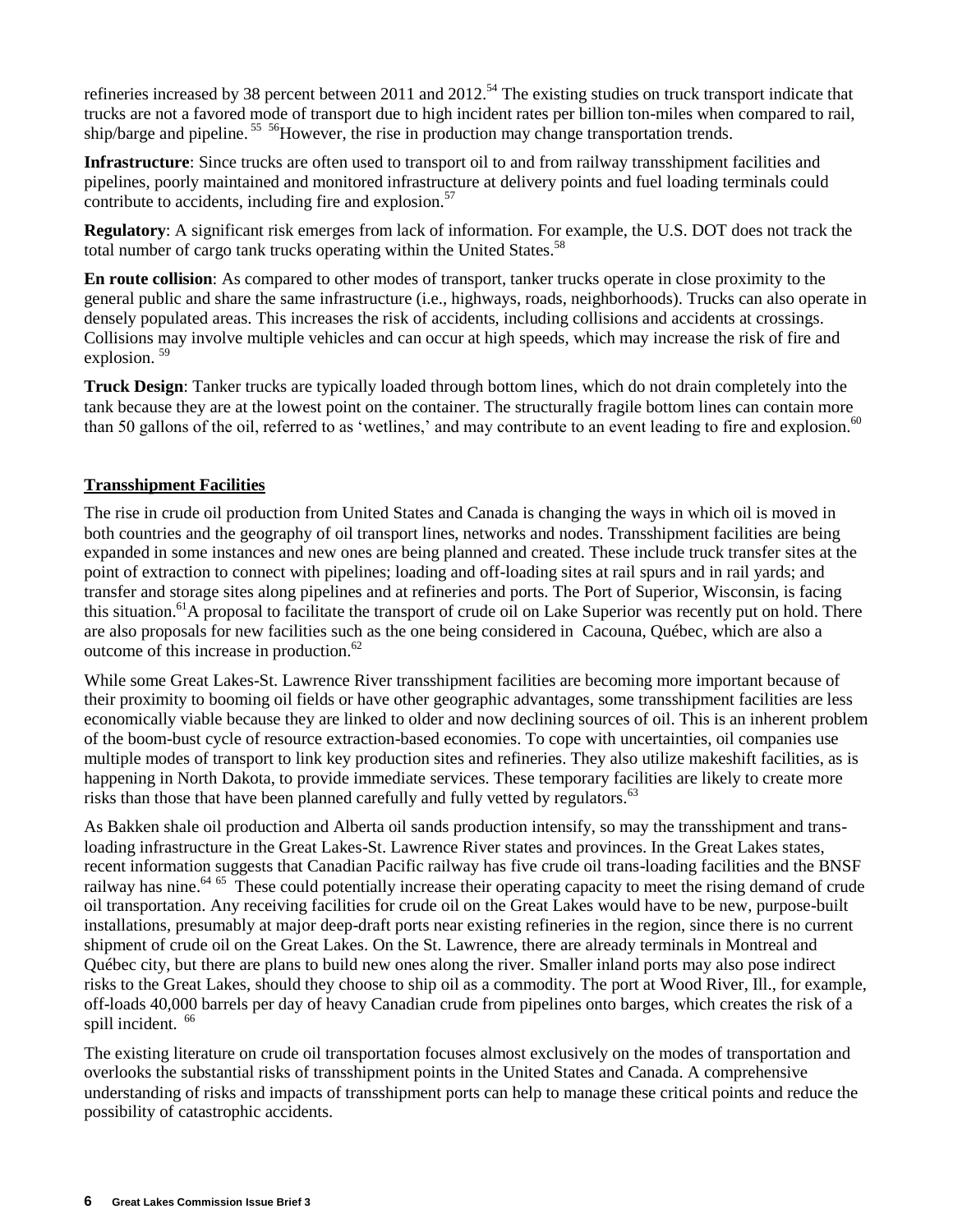refineries increased by 38 percent between 2011 and 2012.[54] The existing studies on truck transport indicate that trucks are not a favored mode of transport due to high incident rates per billion ton-miles when compared to rail, ship/barge and pipeline.[55] [56]However, the rise in production may change transportation trends.

**Infrastructure**: Since trucks are often used to transport oil to and from railway transshipment facilities and pipelines, poorly maintained and monitored infrastructure at delivery points and fuel loading terminals could contribute to accidents, including fire and explosion.[57]

**Regulatory**: A significant risk emerges from lack of information. For example, the U.S. DOT does not track the total number of cargo tank trucks operating within the United States.[58]

**En route collision**: As compared to other modes of transport, tanker trucks operate in close proximity to the general public and share the same infrastructure (i.e., highways, roads, neighborhoods). Trucks can also operate in densely populated areas. This increases the risk of accidents, including collisions and accidents at crossings. Collisions may involve multiple vehicles and can occur at high speeds, which may increase the risk of fire and explosion.[59]

**Truck Design**: Tanker trucks are typically loaded through bottom lines, which do not drain completely into the tank because they are at the lowest point on the container. The structurally fragile bottom lines can contain more than 50 gallons of the oil, referred to as 'wetlines,' and may contribute to an event leading to fire and explosion.[60]

## Transshipment Facilities

The rise in crude oil production from United States and Canada is changing the ways in which oil is moved in both countries and the geography of oil transport lines, networks and nodes. Transshipment facilities are being expanded in some instances and new ones are being planned and created. These include truck transfer sites at the point of extraction to connect with pipelines; loading and off-loading sites at rail spurs and in rail yards; and transfer and storage sites along pipelines and at refineries and ports. The Port of Superior, Wisconsin, is facing this situation.[61]A proposal to facilitate the transport of crude oil on Lake Superior was recently put on hold. There are also proposals for new facilities such as the one being considered in Cacouna, Québec, which are also a outcome of this increase in production.[62]

While some Great Lakes-St. Lawrence River transshipment facilities are becoming more important because of their proximity to booming oil fields or have other geographic advantages, some transshipment facilities are less economically viable because they are linked to older and now declining sources of oil. This is an inherent problem of the boom-bust cycle of resource extraction-based economies. To cope with uncertainties, oil companies use multiple modes of transport to link key production sites and refineries. They also utilize makeshift facilities, as is happening in North Dakota, to provide immediate services. These temporary facilities are likely to create more risks than those that have been planned carefully and fully vetted by regulators.[63]

As Bakken shale oil production and Alberta oil sands production intensify, so may the transshipment and trans-loading infrastructure in the Great Lakes-St. Lawrence River states and provinces. In the Great Lakes states, recent information suggests that Canadian Pacific railway has five crude oil trans-loading facilities and the BNSF railway has nine.[64] [65] These could potentially increase their operating capacity to meet the rising demand of crude oil transportation. Any receiving facilities for crude oil on the Great Lakes would have to be new, purpose-built installations, presumably at major deep-draft ports near existing refineries in the region, since there is no current shipment of crude oil on the Great Lakes. On the St. Lawrence, there are already terminals in Montreal and Québec city, but there are plans to build new ones along the river. Smaller inland ports may also pose indirect risks to the Great Lakes, should they choose to ship oil as a commodity. The port at Wood River, Ill., for example, off-loads 40,000 barrels per day of heavy Canadian crude from pipelines onto barges, which creates the risk of a spill incident.[66]

The existing literature on crude oil transportation focuses almost exclusively on the modes of transportation and overlooks the substantial risks of transshipment points in the United States and Canada. A comprehensive understanding of risks and impacts of transshipment ports can help to manage these critical points and reduce the possibility of catastrophic accidents.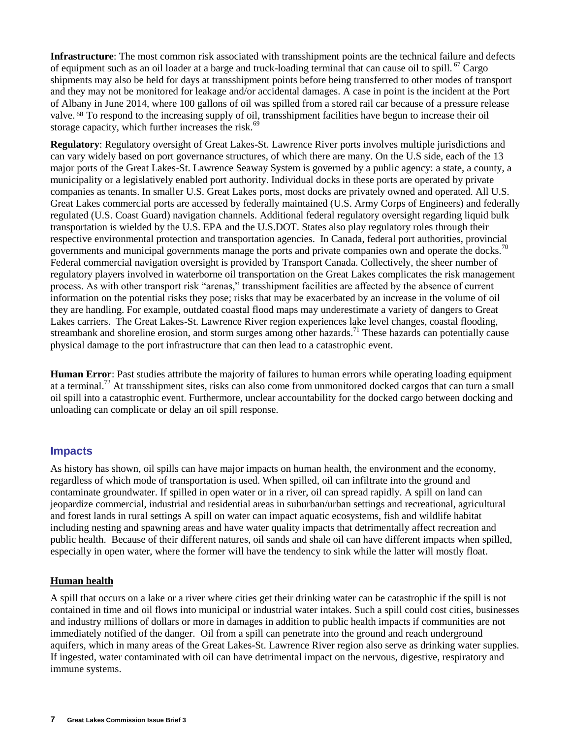**Infrastructure**: The most common risk associated with transshipment points are the technical failure and defects of equipment such as an oil loader at a barge and truck-loading terminal that can cause oil to spill. [67] Cargo shipments may also be held for days at transshipment points before being transferred to other modes of transport and they may not be monitored for leakage and/or accidental damages. A case in point is the incident at the Port of Albany in June 2014, where 100 gallons of oil was spilled from a stored rail car because of a pressure release valve. [68] To respond to the increasing supply of oil, transshipment facilities have begun to increase their oil storage capacity, which further increases the risk.[69]

**Regulatory**: Regulatory oversight of Great Lakes-St. Lawrence River ports involves multiple jurisdictions and can vary widely based on port governance structures, of which there are many. On the U.S side, each of the 13 major ports of the Great Lakes-St. Lawrence Seaway System is governed by a public agency: a state, a county, a municipality or a legislatively enabled port authority. Individual docks in these ports are operated by private companies as tenants. In smaller U.S. Great Lakes ports, most docks are privately owned and operated. All U.S. Great Lakes commercial ports are accessed by federally maintained (U.S. Army Corps of Engineers) and federally regulated (U.S. Coast Guard) navigation channels. Additional federal regulatory oversight regarding liquid bulk transportation is wielded by the U.S. EPA and the U.S.DOT. States also play regulatory roles through their respective environmental protection and transportation agencies. In Canada, federal port authorities, provincial governments and municipal governments manage the ports and private companies own and operate the docks.[70] Federal commercial navigation oversight is provided by Transport Canada. Collectively, the sheer number of regulatory players involved in waterborne oil transportation on the Great Lakes complicates the risk management process. As with other transport risk "arenas," transshipment facilities are affected by the absence of current information on the potential risks they pose; risks that may be exacerbated by an increase in the volume of oil they are handling. For example, outdated coastal flood maps may underestimate a variety of dangers to Great Lakes carriers. The Great Lakes-St. Lawrence River region experiences lake level changes, coastal flooding, streambank and shoreline erosion, and storm surges among other hazards.[71] These hazards can potentially cause physical damage to the port infrastructure that can then lead to a catastrophic event.

**Human Error**: Past studies attribute the majority of failures to human errors while operating loading equipment at a terminal.[72] At transshipment sites, risks can also come from unmonitored docked cargos that can turn a small oil spill into a catastrophic event. Furthermore, unclear accountability for the docked cargo between docking and unloading can complicate or delay an oil spill response.

## Impacts

As history has shown, oil spills can have major impacts on human health, the environment and the economy, regardless of which mode of transportation is used. When spilled, oil can infiltrate into the ground and contaminate groundwater. If spilled in open water or in a river, oil can spread rapidly. A spill on land can jeopardize commercial, industrial and residential areas in suburban/urban settings and recreational, agricultural and forest lands in rural settings A spill on water can impact aquatic ecosystems, fish and wildlife habitat including nesting and spawning areas and have water quality impacts that detrimentally affect recreation and public health. Because of their different natures, oil sands and shale oil can have different impacts when spilled, especially in open water, where the former will have the tendency to sink while the latter will mostly float.

### Human health

A spill that occurs on a lake or a river where cities get their drinking water can be catastrophic if the spill is not contained in time and oil flows into municipal or industrial water intakes. Such a spill could cost cities, businesses and industry millions of dollars or more in damages in addition to public health impacts if communities are not immediately notified of the danger. Oil from a spill can penetrate into the ground and reach underground aquifers, which in many areas of the Great Lakes-St. Lawrence River region also serve as drinking water supplies. If ingested, water contaminated with oil can have detrimental impact on the nervous, digestive, respiratory and immune systems.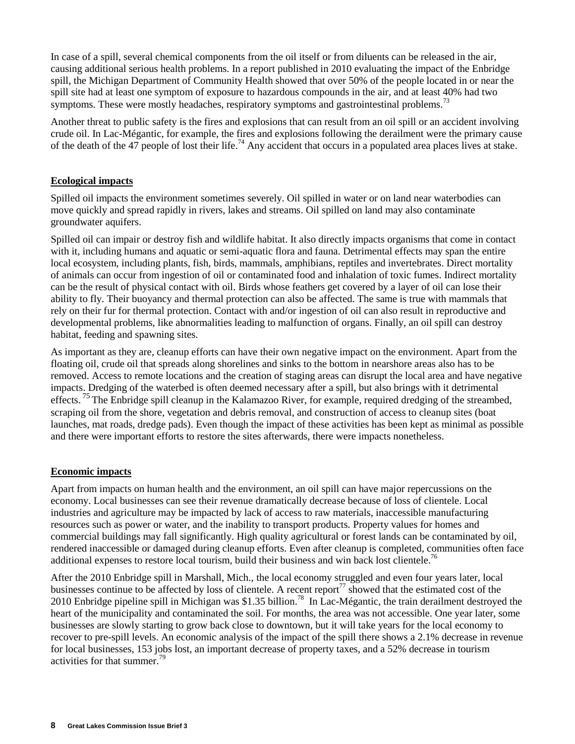In case of a spill, several chemical components from the oil itself or from diluents can be released in the air, causing additional serious health problems. In a report published in 2010 evaluating the impact of the Enbridge spill, the Michigan Department of Community Health showed that over 50% of the people located in or near the spill site had at least one symptom of exposure to hazardous compounds in the air, and at least 40% had two symptoms. These were mostly headaches, respiratory symptoms and gastrointestinal problems.[73]

Another threat to public safety is the fires and explosions that can result from an oil spill or an accident involving crude oil. In Lac-Mégantic, for example, the fires and explosions following the derailment were the primary cause of the death of the 47 people of lost their life.[74] Any accident that occurs in a populated area places lives at stake.

**Ecological impacts**

Spilled oil impacts the environment sometimes severely. Oil spilled in water or on land near waterbodies can move quickly and spread rapidly in rivers, lakes and streams. Oil spilled on land may also contaminate groundwater aquifers.

Spilled oil can impair or destroy fish and wildlife habitat. It also directly impacts organisms that come in contact with it, including humans and aquatic or semi-aquatic flora and fauna. Detrimental effects may span the entire local ecosystem, including plants, fish, birds, mammals, amphibians, reptiles and invertebrates. Direct mortality of animals can occur from ingestion of oil or contaminated food and inhalation of toxic fumes. Indirect mortality can be the result of physical contact with oil. Birds whose feathers get covered by a layer of oil can lose their ability to fly. Their buoyancy and thermal protection can also be affected. The same is true with mammals that rely on their fur for thermal protection. Contact with and/or ingestion of oil can also result in reproductive and developmental problems, like abnormalities leading to malfunction of organs. Finally, an oil spill can destroy habitat, feeding and spawning sites.

As important as they are, cleanup efforts can have their own negative impact on the environment. Apart from the floating oil, crude oil that spreads along shorelines and sinks to the bottom in nearshore areas also has to be removed. Access to remote locations and the creation of staging areas can disrupt the local area and have negative impacts. Dredging of the waterbed is often deemed necessary after a spill, but also brings with it detrimental effects.[75] The Enbridge spill cleanup in the Kalamazoo River, for example, required dredging of the streambed, scraping oil from the shore, vegetation and debris removal, and construction of access to cleanup sites (boat launches, mat roads, dredge pads). Even though the impact of these activities has been kept as minimal as possible and there were important efforts to restore the sites afterwards, there were impacts nonetheless.

**Economic impacts**

Apart from impacts on human health and the environment, an oil spill can have major repercussions on the economy. Local businesses can see their revenue dramatically decrease because of loss of clientele. Local industries and agriculture may be impacted by lack of access to raw materials, inaccessible manufacturing resources such as power or water, and the inability to transport products. Property values for homes and commercial buildings may fall significantly. High quality agricultural or forest lands can be contaminated by oil, rendered inaccessible or damaged during cleanup efforts. Even after cleanup is completed, communities often face additional expenses to restore local tourism, build their business and win back lost clientele.[76]

After the 2010 Enbridge spill in Marshall, Mich., the local economy struggled and even four years later, local businesses continue to be affected by loss of clientele. A recent report[77] showed that the estimated cost of the 2010 Enbridge pipeline spill in Michigan was $1.35 billion.[78] In Lac-Mégantic, the train derailment destroyed the heart of the municipality and contaminated the soil. For months, the area was not accessible. One year later, some businesses are slowly starting to grow back close to downtown, but it will take years for the local economy to recover to pre-spill levels. An economic analysis of the impact of the spill there shows a 2.1% decrease in revenue for local businesses, 153 jobs lost, an important decrease of property taxes, and a 52% decrease in tourism activities for that summer.[79]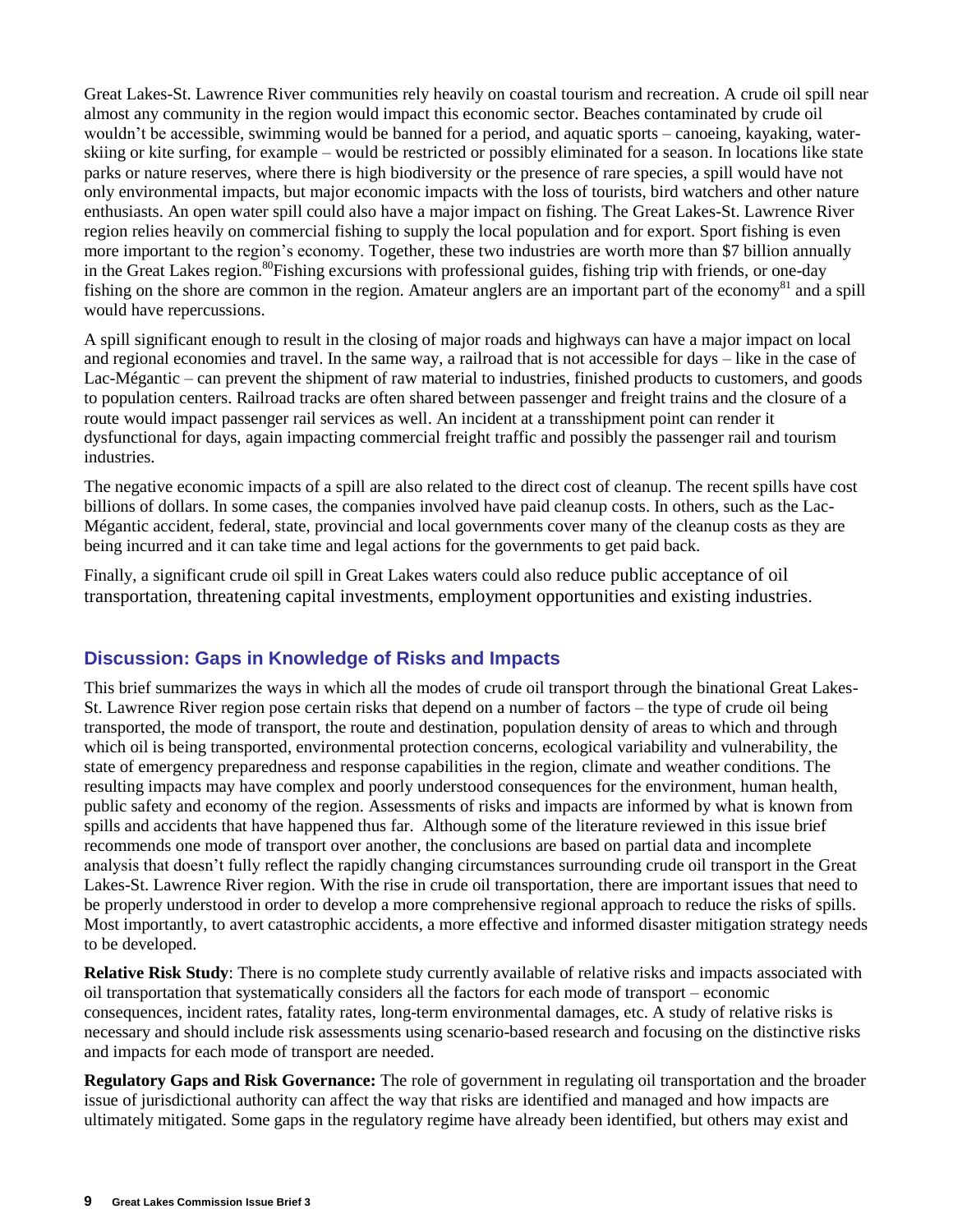Great Lakes-St. Lawrence River communities rely heavily on coastal tourism and recreation. A crude oil spill near almost any community in the region would impact this economic sector. Beaches contaminated by crude oil wouldn't be accessible, swimming would be banned for a period, and aquatic sports – canoeing, kayaking, water-skiing or kite surfing, for example – would be restricted or possibly eliminated for a season. In locations like state parks or nature reserves, where there is high biodiversity or the presence of rare species, a spill would have not only environmental impacts, but major economic impacts with the loss of tourists, bird watchers and other nature enthusiasts. An open water spill could also have a major impact on fishing. The Great Lakes-St. Lawrence River region relies heavily on commercial fishing to supply the local population and for export. Sport fishing is even more important to the region's economy. Together, these two industries are worth more than $7 billion annually in the Great Lakes region.[80] Fishing excursions with professional guides, fishing trip with friends, or one-day fishing on the shore are common in the region. Amateur anglers are an important part of the economy[81] and a spill would have repercussions.

A spill significant enough to result in the closing of major roads and highways can have a major impact on local and regional economies and travel. In the same way, a railroad that is not accessible for days – like in the case of Lac-Mégantic – can prevent the shipment of raw material to industries, finished products to customers, and goods to population centers. Railroad tracks are often shared between passenger and freight trains and the closure of a route would impact passenger rail services as well. An incident at a transshipment point can render it dysfunctional for days, again impacting commercial freight traffic and possibly the passenger rail and tourism industries.

The negative economic impacts of a spill are also related to the direct cost of cleanup. The recent spills have cost billions of dollars. In some cases, the companies involved have paid cleanup costs. In others, such as the Lac-Mégantic accident, federal, state, provincial and local governments cover many of the cleanup costs as they are being incurred and it can take time and legal actions for the governments to get paid back.

Finally, a significant crude oil spill in Great Lakes waters could also reduce public acceptance of oil transportation, threatening capital investments, employment opportunities and existing industries.

## Discussion: Gaps in Knowledge of Risks and Impacts

This brief summarizes the ways in which all the modes of crude oil transport through the binational Great Lakes-St. Lawrence River region pose certain risks that depend on a number of factors – the type of crude oil being transported, the mode of transport, the route and destination, population density of areas to which and through which oil is being transported, environmental protection concerns, ecological variability and vulnerability, the state of emergency preparedness and response capabilities in the region, climate and weather conditions. The resulting impacts may have complex and poorly understood consequences for the environment, human health, public safety and economy of the region. Assessments of risks and impacts are informed by what is known from spills and accidents that have happened thus far. Although some of the literature reviewed in this issue brief recommends one mode of transport over another, the conclusions are based on partial data and incomplete analysis that doesn't fully reflect the rapidly changing circumstances surrounding crude oil transport in the Great Lakes-St. Lawrence River region. With the rise in crude oil transportation, there are important issues that need to be properly understood in order to develop a more comprehensive regional approach to reduce the risks of spills. Most importantly, to avert catastrophic accidents, a more effective and informed disaster mitigation strategy needs to be developed.

**Relative Risk Study**: There is no complete study currently available of relative risks and impacts associated with oil transportation that systematically considers all the factors for each mode of transport – economic consequences, incident rates, fatality rates, long-term environmental damages, etc. A study of relative risks is necessary and should include risk assessments using scenario-based research and focusing on the distinctive risks and impacts for each mode of transport are needed.

**Regulatory Gaps and Risk Governance:** The role of government in regulating oil transportation and the broader issue of jurisdictional authority can affect the way that risks are identified and managed and how impacts are ultimately mitigated. Some gaps in the regulatory regime have already been identified, but others may exist and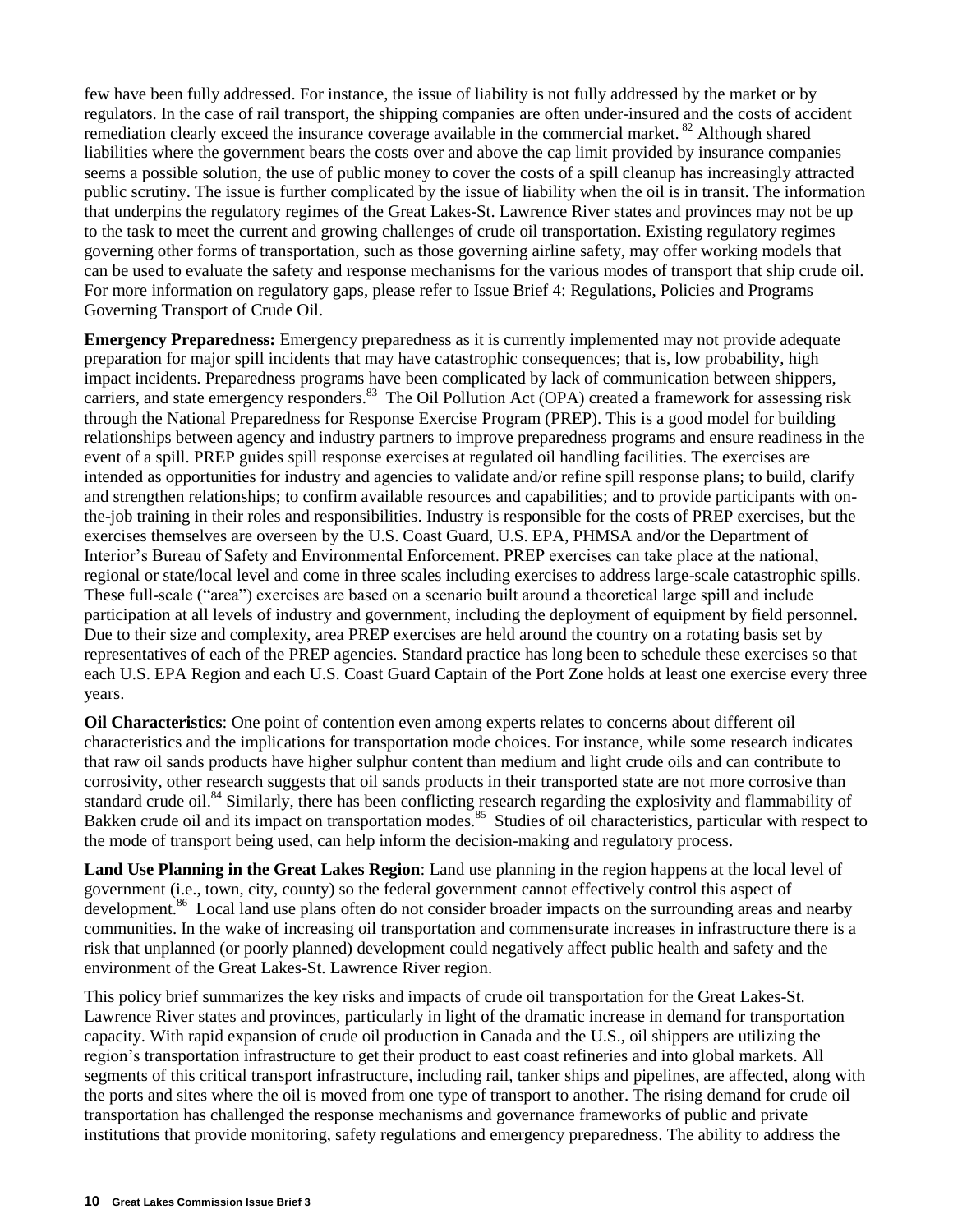few have been fully addressed. For instance, the issue of liability is not fully addressed by the market or by regulators. In the case of rail transport, the shipping companies are often under-insured and the costs of accident remediation clearly exceed the insurance coverage available in the commercial market. [82] Although shared liabilities where the government bears the costs over and above the cap limit provided by insurance companies seems a possible solution, the use of public money to cover the costs of a spill cleanup has increasingly attracted public scrutiny. The issue is further complicated by the issue of liability when the oil is in transit. The information that underpins the regulatory regimes of the Great Lakes-St. Lawrence River states and provinces may not be up to the task to meet the current and growing challenges of crude oil transportation. Existing regulatory regimes governing other forms of transportation, such as those governing airline safety, may offer working models that can be used to evaluate the safety and response mechanisms for the various modes of transport that ship crude oil. For more information on regulatory gaps, please refer to Issue Brief 4: Regulations, Policies and Programs Governing Transport of Crude Oil.

**Emergency Preparedness:** Emergency preparedness as it is currently implemented may not provide adequate preparation for major spill incidents that may have catastrophic consequences; that is, low probability, high impact incidents. Preparedness programs have been complicated by lack of communication between shippers, carriers, and state emergency responders.[83] The Oil Pollution Act (OPA) created a framework for assessing risk through the National Preparedness for Response Exercise Program (PREP). This is a good model for building relationships between agency and industry partners to improve preparedness programs and ensure readiness in the event of a spill. PREP guides spill response exercises at regulated oil handling facilities. The exercises are intended as opportunities for industry and agencies to validate and/or refine spill response plans; to build, clarify and strengthen relationships; to confirm available resources and capabilities; and to provide participants with on-the-job training in their roles and responsibilities. Industry is responsible for the costs of PREP exercises, but the exercises themselves are overseen by the U.S. Coast Guard, U.S. EPA, PHMSA and/or the Department of Interior's Bureau of Safety and Environmental Enforcement. PREP exercises can take place at the national, regional or state/local level and come in three scales including exercises to address large-scale catastrophic spills. These full-scale ("area") exercises are based on a scenario built around a theoretical large spill and include participation at all levels of industry and government, including the deployment of equipment by field personnel. Due to their size and complexity, area PREP exercises are held around the country on a rotating basis set by representatives of each of the PREP agencies. Standard practice has long been to schedule these exercises so that each U.S. EPA Region and each U.S. Coast Guard Captain of the Port Zone holds at least one exercise every three years.

**Oil Characteristics**: One point of contention even among experts relates to concerns about different oil characteristics and the implications for transportation mode choices. For instance, while some research indicates that raw oil sands products have higher sulphur content than medium and light crude oils and can contribute to corrosivity, other research suggests that oil sands products in their transported state are not more corrosive than standard crude oil.[84] Similarly, there has been conflicting research regarding the explosivity and flammability of Bakken crude oil and its impact on transportation modes.[85] Studies of oil characteristics, particular with respect to the mode of transport being used, can help inform the decision-making and regulatory process.

**Land Use Planning in the Great Lakes Region**: Land use planning in the region happens at the local level of government (i.e., town, city, county) so the federal government cannot effectively control this aspect of development.[86] Local land use plans often do not consider broader impacts on the surrounding areas and nearby communities. In the wake of increasing oil transportation and commensurate increases in infrastructure there is a risk that unplanned (or poorly planned) development could negatively affect public health and safety and the environment of the Great Lakes-St. Lawrence River region.

This policy brief summarizes the key risks and impacts of crude oil transportation for the Great Lakes-St. Lawrence River states and provinces, particularly in light of the dramatic increase in demand for transportation capacity. With rapid expansion of crude oil production in Canada and the U.S., oil shippers are utilizing the region's transportation infrastructure to get their product to east coast refineries and into global markets. All segments of this critical transport infrastructure, including rail, tanker ships and pipelines, are affected, along with the ports and sites where the oil is moved from one type of transport to another. The rising demand for crude oil transportation has challenged the response mechanisms and governance frameworks of public and private institutions that provide monitoring, safety regulations and emergency preparedness. The ability to address the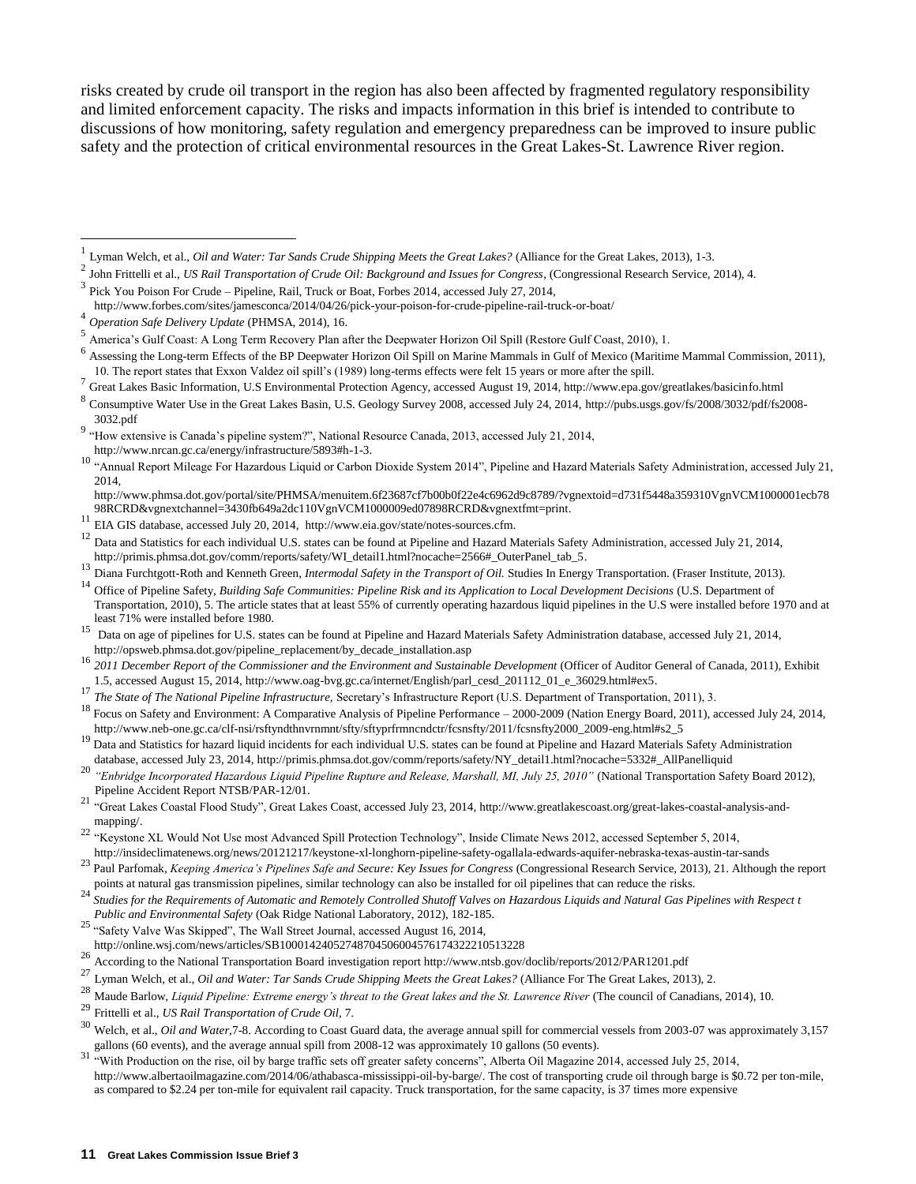risks created by crude oil transport in the region has also been affected by fragmented regulatory responsibility and limited enforcement capacity. The risks and impacts information in this brief is intended to contribute to discussions of how monitoring, safety regulation and emergency preparedness can be improved to insure public safety and the protection of critical environmental resources in the Great Lakes-St. Lawrence River region.

---

[1] Lyman Welch, et al., *Oil and Water: Tar Sands Crude Shipping Meets the Great Lakes?* (Alliance for the Great Lakes, 2013), 1-3.

[2] John Frittelli et al., *US Rail Transportation of Crude Oil: Background and Issues for Congress*, (Congressional Research Service, 2014), 4.

[3] Pick You Poison For Crude – Pipeline, Rail, Truck or Boat, Forbes 2014, accessed July 27, 2014, http://www.forbes.com/sites/jamesconca/2014/04/26/pick-your-poison-for-crude-pipeline-rail-truck-or-boat/

[4] *Operation Safe Delivery Update* (PHMSA, 2014), 16.

[5] America's Gulf Coast: A Long Term Recovery Plan after the Deepwater Horizon Oil Spill (Restore Gulf Coast, 2010), 1.

[6] Assessing the Long-term Effects of the BP Deepwater Horizon Oil Spill on Marine Mammals in Gulf of Mexico (Maritime Mammal Commission, 2011), 10. The report states that Exxon Valdez oil spill's (1989) long-terms effects were felt 15 years or more after the spill.

[7] Great Lakes Basic Information, U.S Environmental Protection Agency, accessed August 19, 2014, http://www.epa.gov/greatlakes/basicinfo.html

[8] Consumptive Water Use in the Great Lakes Basin, U.S. Geology Survey 2008, accessed July 24, 2014, http://pubs.usgs.gov/fs/2008/3032/pdf/fs2008-3032.pdf

[9] "How extensive is Canada's pipeline system?", National Resource Canada, 2013, accessed July 21, 2014, http://www.nrcan.gc.ca/energy/infrastructure/5893#h-1-3.

[10] "Annual Report Mileage For Hazardous Liquid or Carbon Dioxide System 2014", Pipeline and Hazard Materials Safety Administration, accessed July 21, 2014, http://www.phmsa.dot.gov/portal/site/PHMSA/menuitem.6f23687cf7b00b0f22e4c6962d9c8789/?vgnextoid=d731f5448a359310VgnVCM1000001ecb7898RCRD&vgnextchannel=3430fb649a2dc110VgnVCM1000009ed07898RCRD&vgnextfmt=print.

[11] EIA GIS database, accessed July 20, 2014, http://www.eia.gov/state/notes-sources.cfm.

[12] Data and Statistics for each individual U.S. states can be found at Pipeline and Hazard Materials Safety Administration, accessed July 21, 2014, http://primis.phmsa.dot.gov/comm/reports/safety/WI_detail1.html?nocache=2566#_OuterPanel_tab_5.

[13] Diana Furchtgott-Roth and Kenneth Green, *Intermodal Safety in the Transport of Oil.* Studies In Energy Transportation. (Fraser Institute, 2013).

[14] Office of Pipeline Safety, *Building Safe Communities: Pipeline Risk and its Application to Local Development Decisions* (U.S. Department of Transportation, 2010), 5. The article states that at least 55% of currently operating hazardous liquid pipelines in the U.S were installed before 1970 and at least 71% were installed before 1980.

[15] Data on age of pipelines for U.S. states can be found at Pipeline and Hazard Materials Safety Administration database, accessed July 21, 2014, http://opsweb.phmsa.dot.gov/pipeline_replacement/by_decade_installation.asp

[16] *2011 December Report of the Commissioner and the Environment and Sustainable Development* (Officer of Auditor General of Canada, 2011), Exhibit 1.5, accessed August 15, 2014, http://www.oag-bvg.gc.ca/internet/English/parl_cesd_201112_01_e_36029.html#ex5.

[17] *The State of The National Pipeline Infrastructure,* Secretary's Infrastructure Report (U.S. Department of Transportation, 2011), 3.

[18] Focus on Safety and Environment: A Comparative Analysis of Pipeline Performance – 2000-2009 (Nation Energy Board, 2011), accessed July 24, 2014, http://www.neb-one.gc.ca/clf-nsi/rsftyndthnvrnmnt/sfty/sftyprfrmncndctr/fcsnsfty/2011/fcsnsfty2000_2009-eng.html#s2_5

[19] Data and Statistics for hazard liquid incidents for each individual U.S. states can be found at Pipeline and Hazard Materials Safety Administration database, accessed July 23, 2014, http://primis.phmsa.dot.gov/comm/reports/safety/NY_detail1.html?nocache=5332#_AllPanelliquid

[20] *"Enbridge Incorporated Hazardous Liquid Pipeline Rupture and Release, Marshall, MI, July 25, 2010"* (National Transportation Safety Board 2012), Pipeline Accident Report NTSB/PAR-12/01.

[21] "Great Lakes Coastal Flood Study", Great Lakes Coast, accessed July 23, 2014, http://www.greatlakescoast.org/great-lakes-coastal-analysis-and-mapping/.

[22] "Keystone XL Would Not Use most Advanced Spill Protection Technology", Inside Climate News 2012, accessed September 5, 2014, http://insideclimatenews.org/news/20121217/keystone-xl-longhorn-pipeline-safety-ogallala-edwards-aquifer-nebraska-texas-austin-tar-sands

[23] Paul Parfomak, *Keeping America's Pipelines Safe and Secure: Key Issues for Congress* (Congressional Research Service, 2013), 21. Although the report points at natural gas transmission pipelines, similar technology can also be installed for oil pipelines that can reduce the risks.

[24] *Studies for the Requirements of Automatic and Remotely Controlled Shutoff Valves on Hazardous Liquids and Natural Gas Pipelines with Respect t Public and Environmental Safety* (Oak Ridge National Laboratory, 2012), 182-185.

[25] "Safety Valve Was Skipped", The Wall Street Journal, accessed August 16, 2014, http://online.wsj.com/news/articles/SB10001424052748704506004576174322210513228

[26] According to the National Transportation Board investigation report http://www.ntsb.gov/doclib/reports/2012/PAR1201.pdf

[27] Lyman Welch, et al., *Oil and Water: Tar Sands Crude Shipping Meets the Great Lakes?* (Alliance For The Great Lakes, 2013), 2.

[28] Maude Barlow, *Liquid Pipeline: Extreme energy's threat to the Great lakes and the St. Lawrence River* (The council of Canadians, 2014), 10.

[29] Frittelli et al., *US Rail Transportation of Crude Oil*, 7.

[30] Welch, et al., *Oil and Water,*7-8. According to Coast Guard data, the average annual spill for commercial vessels from 2003-07 was approximately 3,157 gallons (60 events), and the average annual spill from 2008-12 was approximately 10 gallons (50 events).

[31] "With Production on the rise, oil by barge traffic sets off greater safety concerns", Alberta Oil Magazine 2014, accessed July 25, 2014, http://www.albertaoilmagazine.com/2014/06/athabasca-mississippi-oil-by-barge/. The cost of transporting crude oil through barge is $0.72 per ton-mile, as compared to $2.24 per ton-mile for equivalent rail capacity. Truck transportation, for the same capacity, is 37 times more expensive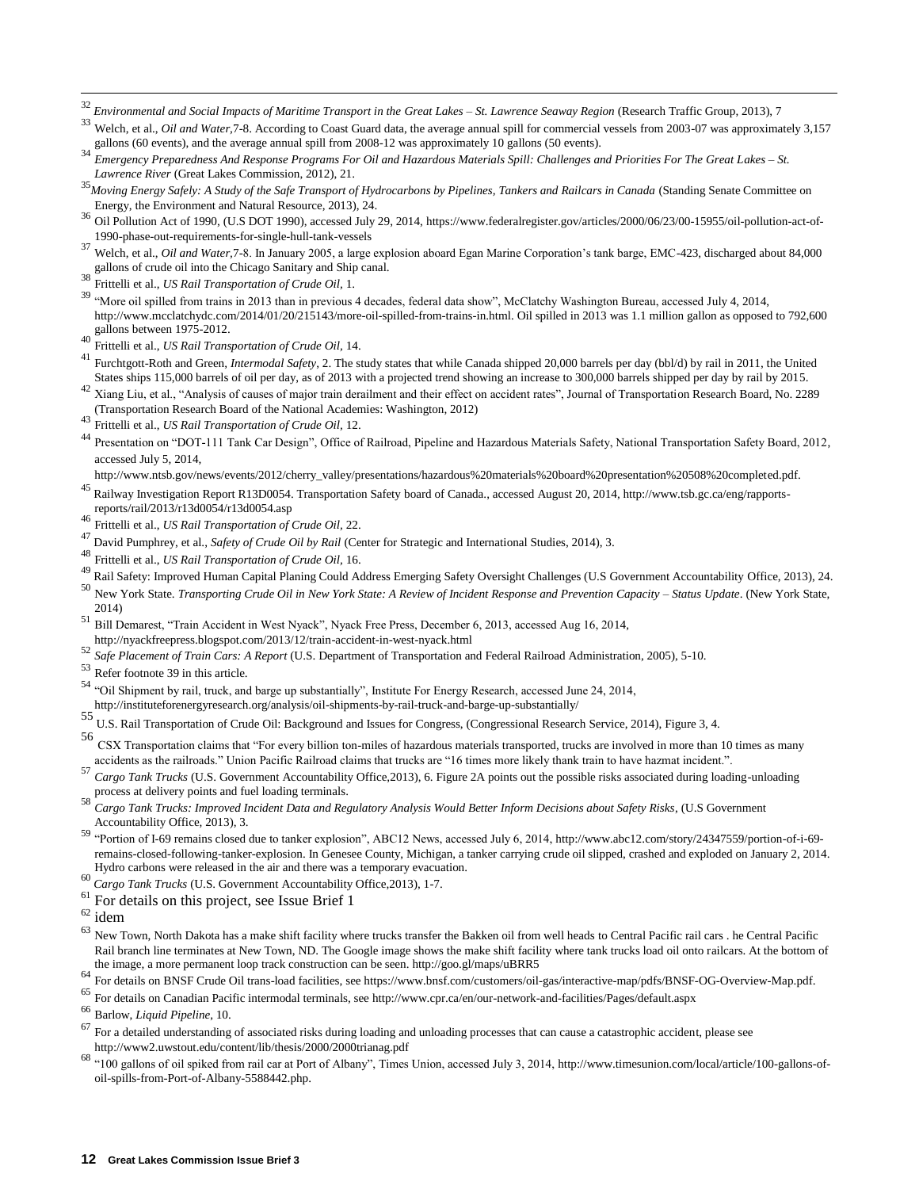[32] *Environmental and Social Impacts of Maritime Transport in the Great Lakes – St. Lawrence Seaway Region* (Research Traffic Group, 2013), 7

[33] Welch, et al., *Oil and Water*,7-8. According to Coast Guard data, the average annual spill for commercial vessels from 2003-07 was approximately 3,157 gallons (60 events), and the average annual spill from 2008-12 was approximately 10 gallons (50 events).

[34] *Emergency Preparedness And Response Programs For Oil and Hazardous Materials Spill: Challenges and Priorities For The Great Lakes – St. Lawrence River* (Great Lakes Commission, 2012), 21.

[35] *Moving Energy Safely: A Study of the Safe Transport of Hydrocarbons by Pipelines, Tankers and Railcars in Canada* (Standing Senate Committee on Energy, the Environment and Natural Resource, 2013), 24.

[36] Oil Pollution Act of 1990, (U.S DOT 1990), accessed July 29, 2014, https://www.federalregister.gov/articles/2000/06/23/00-15955/oil-pollution-act-of-1990-phase-out-requirements-for-single-hull-tank-vessels

[37] Welch, et al., *Oil and Water*,7-8. In January 2005, a large explosion aboard Egan Marine Corporation's tank barge, EMC-423, discharged about 84,000 gallons of crude oil into the Chicago Sanitary and Ship canal.

[38] Frittelli et al., *US Rail Transportation of Crude Oil*, 1.

[39] "More oil spilled from trains in 2013 than in previous 4 decades, federal data show", McClatchy Washington Bureau, accessed July 4, 2014, http://www.mcclatchydc.com/2014/01/20/215143/more-oil-spilled-from-trains-in.html. Oil spilled in 2013 was 1.1 million gallon as opposed to 792,600 gallons between 1975-2012.

[40] Frittelli et al., *US Rail Transportation of Crude Oil*, 14.

[41] Furchtgott-Roth and Green, *Intermodal Safety*, 2. The study states that while Canada shipped 20,000 barrels per day (bbl/d) by rail in 2011, the United States ships 115,000 barrels of oil per day, as of 2013 with a projected trend showing an increase to 300,000 barrels shipped per day by rail by 2015.

[42] Xiang Liu, et al., "Analysis of causes of major train derailment and their effect on accident rates", Journal of Transportation Research Board, No. 2289 (Transportation Research Board of the National Academies: Washington, 2012)

[43] Frittelli et al., *US Rail Transportation of Crude Oil*, 12.

[44] Presentation on "DOT-111 Tank Car Design", Office of Railroad, Pipeline and Hazardous Materials Safety, National Transportation Safety Board, 2012, accessed July 5, 2014, http://www.ntsb.gov/news/events/2012/cherry_valley/presentations/hazardous%20materials%20board%20presentation%20508%20completed.pdf.

[45] Railway Investigation Report R13D0054. Transportation Safety board of Canada., accessed August 20, 2014, http://www.tsb.gc.ca/eng/rapports-reports/rail/2013/r13d0054/r13d0054.asp

[46] Frittelli et al., *US Rail Transportation of Crude Oil*, 22.

[47] David Pumphrey, et al., *Safety of Crude Oil by Rail* (Center for Strategic and International Studies, 2014), 3.

[48] Frittelli et al., *US Rail Transportation of Crude Oil*, 16.

[49] Rail Safety: Improved Human Capital Planing Could Address Emerging Safety Oversight Challenges (U.S Government Accountability Office, 2013), 24.

[50] New York State. *Transporting Crude Oil in New York State: A Review of Incident Response and Prevention Capacity – Status Update*. (New York State, 2014)

[51] Bill Demarest, "Train Accident in West Nyack", Nyack Free Press, December 6, 2013, accessed Aug 16, 2014, http://nyackfreepress.blogspot.com/2013/12/train-accident-in-west-nyack.html

[52] *Safe Placement of Train Cars: A Report* (U.S. Department of Transportation and Federal Railroad Administration, 2005), 5-10.

[53] Refer footnote 39 in this article.

[54] "Oil Shipment by rail, truck, and barge up substantially", Institute For Energy Research, accessed June 24, 2014, http://instituteforenergyresearch.org/analysis/oil-shipments-by-rail-truck-and-barge-up-substantially/

[55] U.S. Rail Transportation of Crude Oil: Background and Issues for Congress, (Congressional Research Service, 2014), Figure 3, 4.

[56] CSX Transportation claims that "For every billion ton-miles of hazardous materials transported, trucks are involved in more than 10 times as many accidents as the railroads." Union Pacific Railroad claims that trucks are "16 times more likely thank train to have hazmat incident.".

[57] *Cargo Tank Trucks* (U.S. Government Accountability Office,2013), 6. Figure 2A points out the possible risks associated during loading-unloading process at delivery points and fuel loading terminals.

[58] *Cargo Tank Trucks: Improved Incident Data and Regulatory Analysis Would Better Inform Decisions about Safety Risks*, (U.S Government Accountability Office, 2013), 3.

[59] "Portion of I-69 remains closed due to tanker explosion", ABC12 News, accessed July 6, 2014, http://www.abc12.com/story/24347559/portion-of-i-69-remains-closed-following-tanker-explosion. In Genesee County, Michigan, a tanker carrying crude oil slipped, crashed and exploded on January 2, 2014. Hydro carbons were released in the air and there was a temporary evacuation.

[60] *Cargo Tank Trucks* (U.S. Government Accountability Office,2013), 1-7.

[61] For details on this project, see Issue Brief 1

[62] idem

[63] New Town, North Dakota has a make shift facility where trucks transfer the Bakken oil from well heads to Central Pacific rail cars . he Central Pacific Rail branch line terminates at New Town, ND. The Google image shows the make shift facility where tank trucks load oil onto railcars. At the bottom of the image, a more permanent loop track construction can be seen. http://goo.gl/maps/uBRR5

[64] For details on BNSF Crude Oil trans-load facilities, see https://www.bnsf.com/customers/oil-gas/interactive-map/pdfs/BNSF-OG-Overview-Map.pdf.

[65] For details on Canadian Pacific intermodal terminals, see http://www.cpr.ca/en/our-network-and-facilities/Pages/default.aspx

[66] Barlow, *Liquid Pipeline*, 10.

[67] For a detailed understanding of associated risks during loading and unloading processes that can cause a catastrophic accident, please see http://www2.uwstout.edu/content/lib/thesis/2000/2000trianag.pdf

[68] "100 gallons of oil spiked from rail car at Port of Albany", Times Union, accessed July 3, 2014, http://www.timesunion.com/local/article/100-gallons-of-oil-spills-from-Port-of-Albany-5588442.php.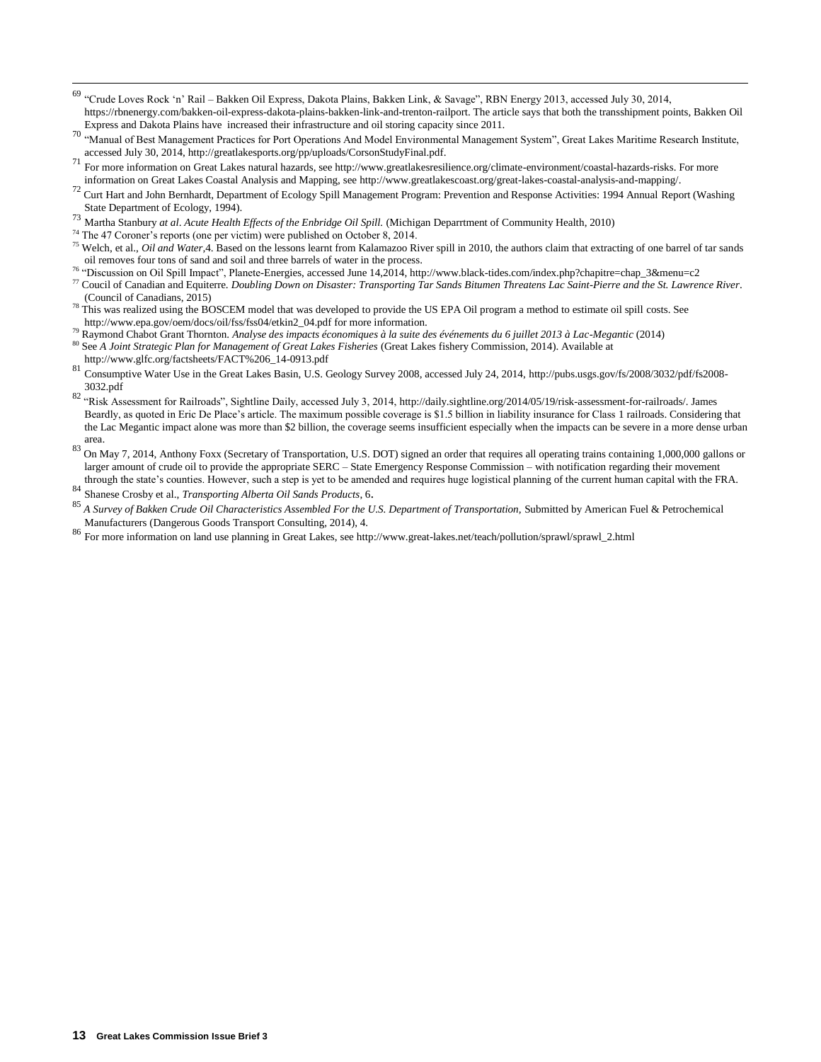[69] "Crude Loves Rock 'n' Rail – Bakken Oil Express, Dakota Plains, Bakken Link, & Savage", RBN Energy 2013, accessed July 30, 2014, https://rbnenergy.com/bakken-oil-express-dakota-plains-bakken-link-and-trenton-railport. The article says that both the transshipment points, Bakken Oil Express and Dakota Plains have increased their infrastructure and oil storing capacity since 2011.

[70] "Manual of Best Management Practices for Port Operations And Model Environmental Management System", Great Lakes Maritime Research Institute, accessed July 30, 2014, http://greatlakesports.org/pp/uploads/CorsonStudyFinal.pdf.

[71] For more information on Great Lakes natural hazards, see http://www.greatlakesresilience.org/climate-environment/coastal-hazards-risks. For more information on Great Lakes Coastal Analysis and Mapping, see http://www.greatlakescoast.org/great-lakes-coastal-analysis-and-mapping/.

[72] Curt Hart and John Bernhardt, Department of Ecology Spill Management Program: Prevention and Response Activities: 1994 Annual Report (Washing State Department of Ecology, 1994).

[73] Martha Stanbury *at al*. *Acute Health Effects of the Enbridge Oil Spill.* (Michigan Deparrtment of Community Health, 2010)

[74] The 47 Coroner's reports (one per victim) were published on October 8, 2014.

[75] Welch, et al., *Oil and Water*,4. Based on the lessons learnt from Kalamazoo River spill in 2010, the authors claim that extracting of one barrel of tar sands oil removes four tons of sand and soil and three barrels of water in the process.

[76] "Discussion on Oil Spill Impact", Planete-Energies, accessed June 14,2014, http://www.black-tides.com/index.php?chapitre=chap_3&menu=c2

[77] Coucil of Canadian and Equiterre. *Doubling Down on Disaster: Transporting Tar Sands Bitumen Threatens Lac Saint-Pierre and the St. Lawrence River*. (Council of Canadians, 2015)

[78] This was realized using the BOSCEM model that was developed to provide the US EPA Oil program a method to estimate oil spill costs. See http://www.epa.gov/oem/docs/oil/fss/fss04/etkin2_04.pdf for more information.

[79] Raymond Chabot Grant Thornton. *Analyse des impacts économiques à la suite des événements du 6 juillet 2013 à Lac-Megantic* (2014)

[80] See *A Joint Strategic Plan for Management of Great Lakes Fisheries* (Great Lakes fishery Commission, 2014). Available at http://www.glfc.org/factsheets/FACT%206_14-0913.pdf

[81] Consumptive Water Use in the Great Lakes Basin, U.S. Geology Survey 2008, accessed July 24, 2014, http://pubs.usgs.gov/fs/2008/3032/pdf/fs2008-3032.pdf

[82] "Risk Assessment for Railroads", Sightline Daily, accessed July 3, 2014, http://daily.sightline.org/2014/05/19/risk-assessment-for-railroads/. James Beardly, as quoted in Eric De Place's article. The maximum possible coverage is $1.5 billion in liability insurance for Class 1 railroads. Considering that the Lac Megantic impact alone was more than $2 billion, the coverage seems insufficient especially when the impacts can be severe in a more dense urban area.

[83] On May 7, 2014, Anthony Foxx (Secretary of Transportation, U.S. DOT) signed an order that requires all operating trains containing 1,000,000 gallons or larger amount of crude oil to provide the appropriate SERC – State Emergency Response Commission – with notification regarding their movement through the state's counties. However, such a step is yet to be amended and requires huge logistical planning of the current human capital with the FRA.

[84] Shanese Crosby et al., *Transporting Alberta Oil Sands Products*, 6.

[85] *A Survey of Bakken Crude Oil Characteristics Assembled For the U.S. Department of Transportation,* Submitted by American Fuel & Petrochemical Manufacturers (Dangerous Goods Transport Consulting, 2014), 4.

[86] For more information on land use planning in Great Lakes, see http://www.great-lakes.net/teach/pollution/sprawl/sprawl_2.html